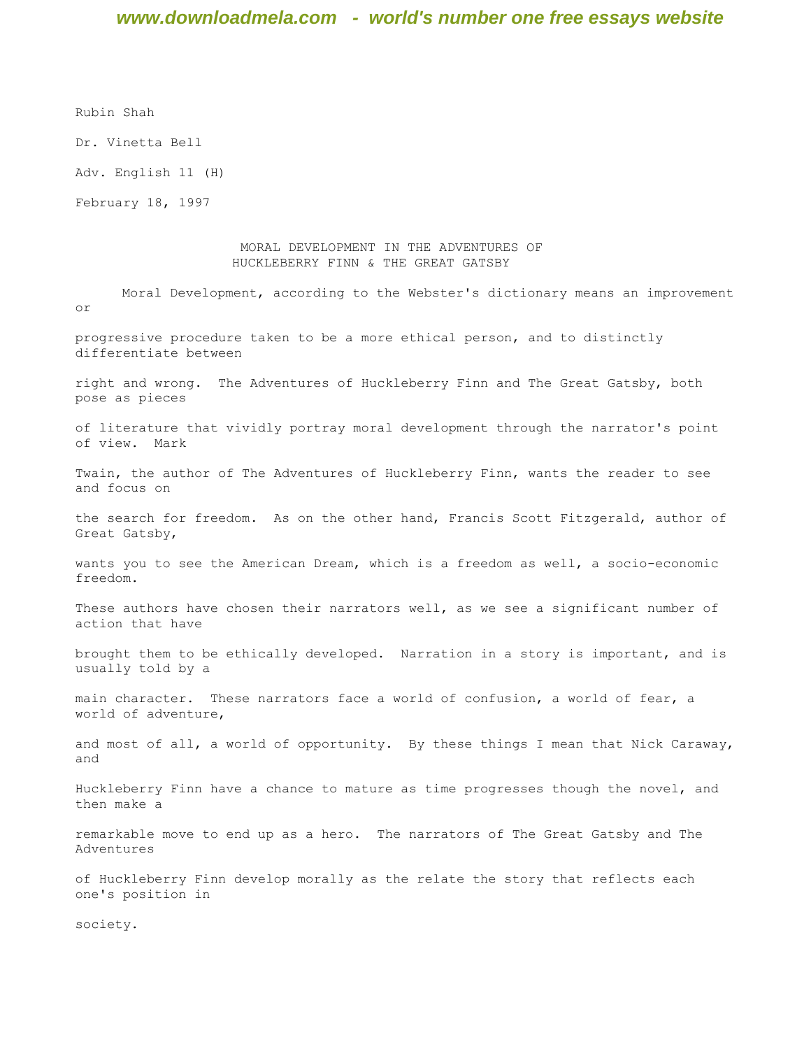Rubin Shah

Dr. Vinetta Bell

Adv. English 11 (H)

February 18, 1997

# MORAL DEVELOPMENT IN THE ADVENTURES OF HUCKLEBERRY FINN & THE GREAT GATSBY

Moral Development, according to the Webster's dictionary means an improvement or progressive procedure taken to be a more ethical person, and to distinctly differentiate between right and wrong. The Adventures of Huckleberry Finn and The Great Gatsby, both pose as pieces of literature that vividly portray moral development through the narrator's point of view. Mark Twain, the author of The Adventures of Huckleberry Finn, wants the reader to see and focus on the search for freedom. As on the other hand, Francis Scott Fitzgerald, author of Great Gatsby, wants you to see the American Dream, which is a freedom as well, a socio-economic freedom. These authors have chosen their narrators well, as we see a significant number of action that have brought them to be ethically developed. Narration in a story is important, and is usually told by a main character. These narrators face a world of confusion, a world of fear, a world of adventure, and most of all, a world of opportunity. By these things I mean that Nick Caraway, and Huckleberry Finn have a chance to mature as time progresses though the novel, and then make a remarkable move to end up as a hero. The narrators of The Great Gatsby and The Adventures of Huckleberry Finn develop morally as the relate the story that reflects each one's position in society.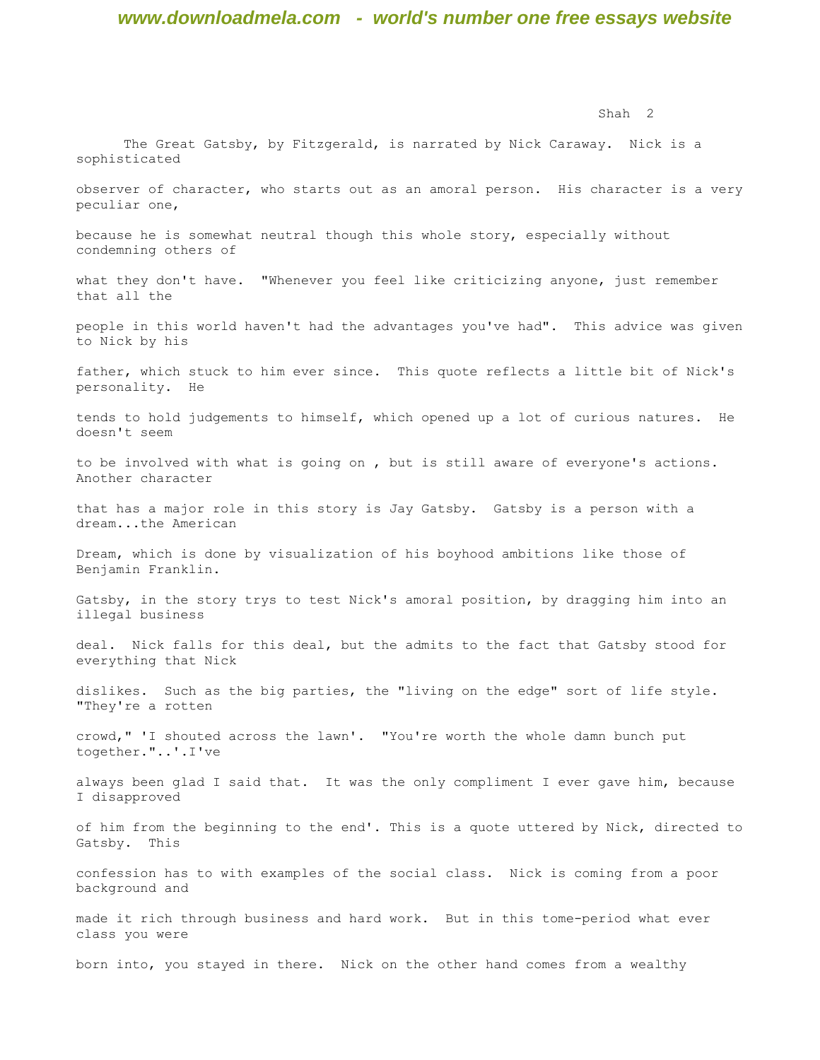The Great Gatsby, by Fitzgerald, is narrated by Nick Caraway. Nick is a sophisticated observer of character, who starts out as an amoral person. His character is a very peculiar one, because he is somewhat neutral though this whole story, especially without condemning others of what they don't have. "Whenever you feel like criticizing anyone, just remember that all the people in this world haven't had the advantages you've had". This advice was given to Nick by his father, which stuck to him ever since. This quote reflects a little bit of Nick's personality. He tends to hold judgements to himself, which opened up a lot of curious natures. He doesn't seem to be involved with what is going on , but is still aware of everyone's actions. Another character that has a major role in this story is Jay Gatsby. Gatsby is a person with a dream...the American Dream, which is done by visualization of his boyhood ambitions like those of Benjamin Franklin. Gatsby, in the story trys to test Nick's amoral position, by dragging him into an illegal business deal. Nick falls for this deal, but the admits to the fact that Gatsby stood for everything that Nick dislikes. Such as the big parties, the "living on the edge" sort of life style. "They're a rotten crowd," 'I shouted across the lawn'. "You're worth the whole damn bunch put together."..'.I've always been glad I said that. It was the only compliment I ever gave him, because I disapproved of him from the beginning to the end'. This is a quote uttered by Nick, directed to Gatsby. This confession has to with examples of the social class. Nick is coming from a poor background and made it rich through business and hard work. But in this tome-period what ever class you were born into, you stayed in there. Nick on the other hand comes from a wealthy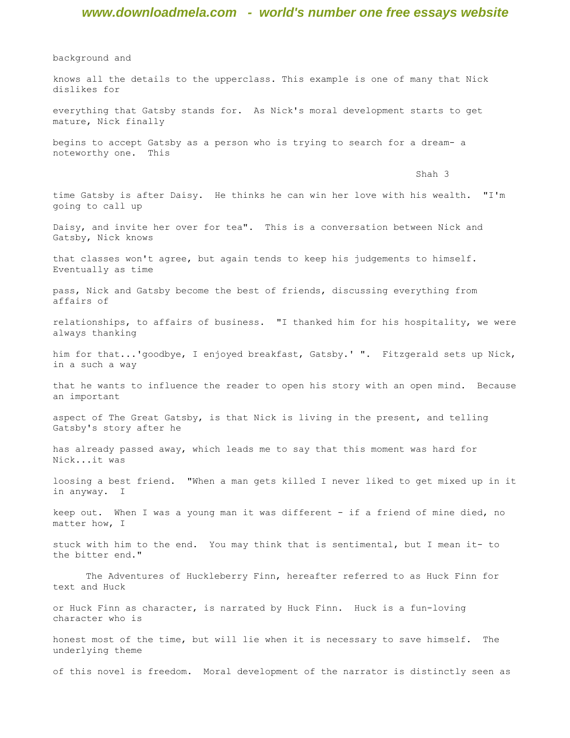background and knows all the details to the upperclass. This example is one of many that Nick dislikes for everything that Gatsby stands for. As Nick's moral development starts to get mature, Nick finally begins to accept Gatsby as a person who is trying to search for a dream- a noteworthy one. This time Gatsby is after Daisy. He thinks he can win her love with his wealth. "I'm going to call up Daisy, and invite her over for tea". This is a conversation between Nick and Gatsby, Nick knows that classes won't agree, but again tends to keep his judgements to himself. Eventually as time pass, Nick and Gatsby become the best of friends, discussing everything from affairs of relationships, to affairs of business. "I thanked him for his hospitality, we were always thanking him for that...'goodbye, I enjoyed breakfast, Gatsby.' ". Fitzgerald sets up Nick, in a such a way that he wants to influence the reader to open his story with an open mind. Because an important aspect of The Great Gatsby, is that Nick is living in the present, and telling Gatsby's story after he has already passed away, which leads me to say that this moment was hard for Nick...it was loosing a best friend. "When a man gets killed I never liked to get mixed up in it in anyway. I keep out. When I was a young man it was different - if a friend of mine died, no matter how, I stuck with him to the end. You may think that is sentimental, but I mean it- to the bitter end."

The Adventures of Huckleberry Finn, hereafter referred to as Huck Finn for text and Huck or Huck Finn as character, is narrated by Huck Finn. Huck is a fun-loving character who is honest most of the time, but will lie when it is necessary to save himself. The underlying theme of this novel is freedom. Moral development of the narrator is distinctly seen as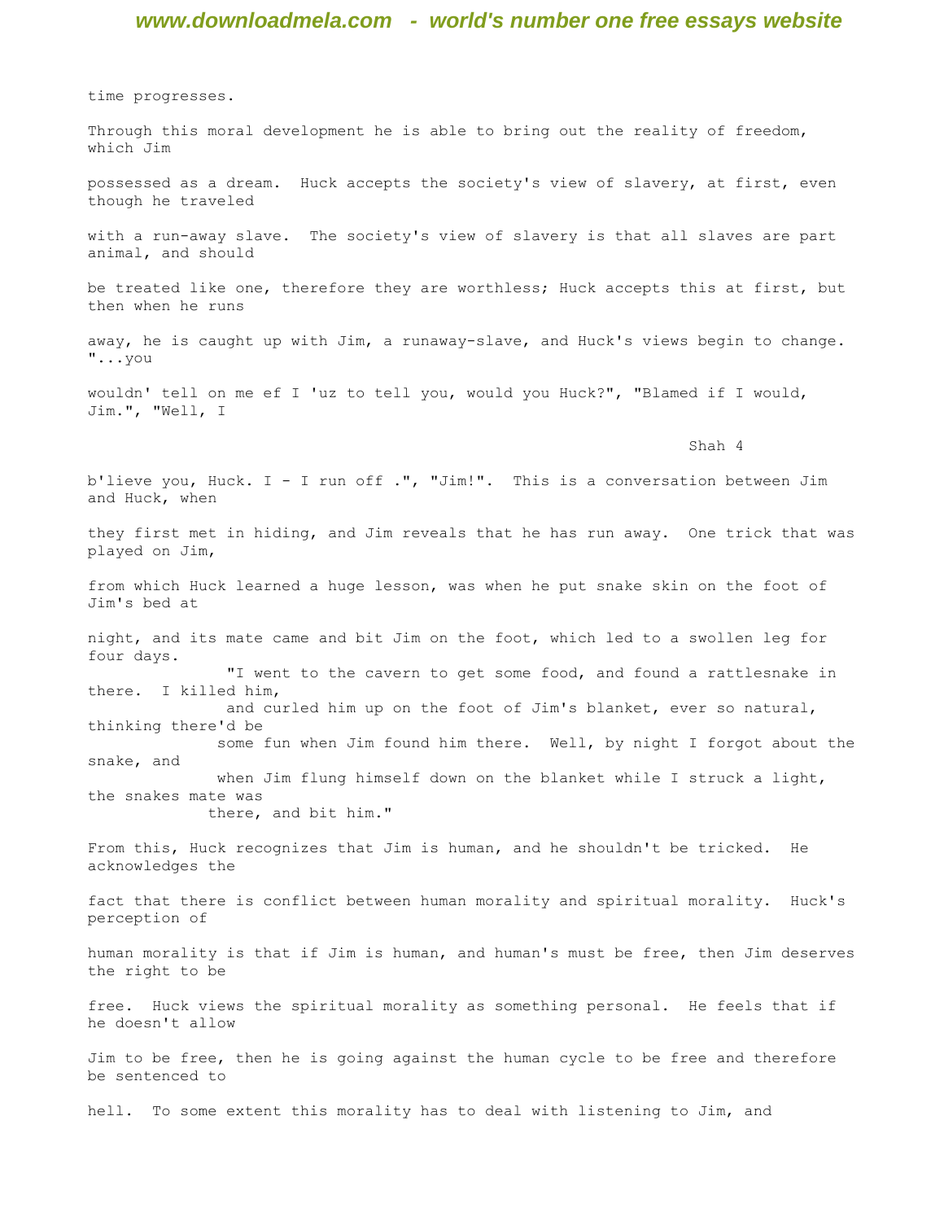time progresses.

Through this moral development he is able to bring out the reality of freedom, which Jim possessed as a dream. Huck accepts the society's view of slavery, at first, even though he traveled with a run-away slave. The society's view of slavery is that all slaves are part animal, and should be treated like one, therefore they are worthless; Huck accepts this at first, but then when he runs away, he is caught up with Jim, a runaway-slave, and Huck's views begin to change. "...you wouldn' tell on me ef I 'uz to tell you, would you Huck?", "Blamed if I would, Jim.", "Well, I b'lieve you, Huck. I - I run off .", "Jim!". This is a conversation between Jim and Huck, when they first met in hiding, and Jim reveals that he has run away. One trick that was played on Jim, from which Huck learned a huge lesson, was when he put snake skin on the foot of Jim's bed at night, and its mate came and bit Jim on the foot, which led to a swollen leg for four days.

> "I went to the cavern to get some food, and found a rattlesnake in there. I killed him, and curled him up on the foot of Jim's blanket, ever so natural, thinking there'd be some fun when Jim found him there. Well, by night I forgot about the snake, and when Jim flung himself down on the blanket while I struck a light, the snakes mate was there, and bit him."

From this, Huck recognizes that Jim is human, and he shouldn't be tricked. He acknowledges the fact that there is conflict between human morality and spiritual morality. Huck's perception of human morality is that if Jim is human, and human's must be free, then Jim deserves the right to be free. Huck views the spiritual morality as something personal. He feels that if he doesn't allow Jim to be free, then he is going against the human cycle to be free and therefore be sentenced to hell. To some extent this morality has to deal with listening to Jim, and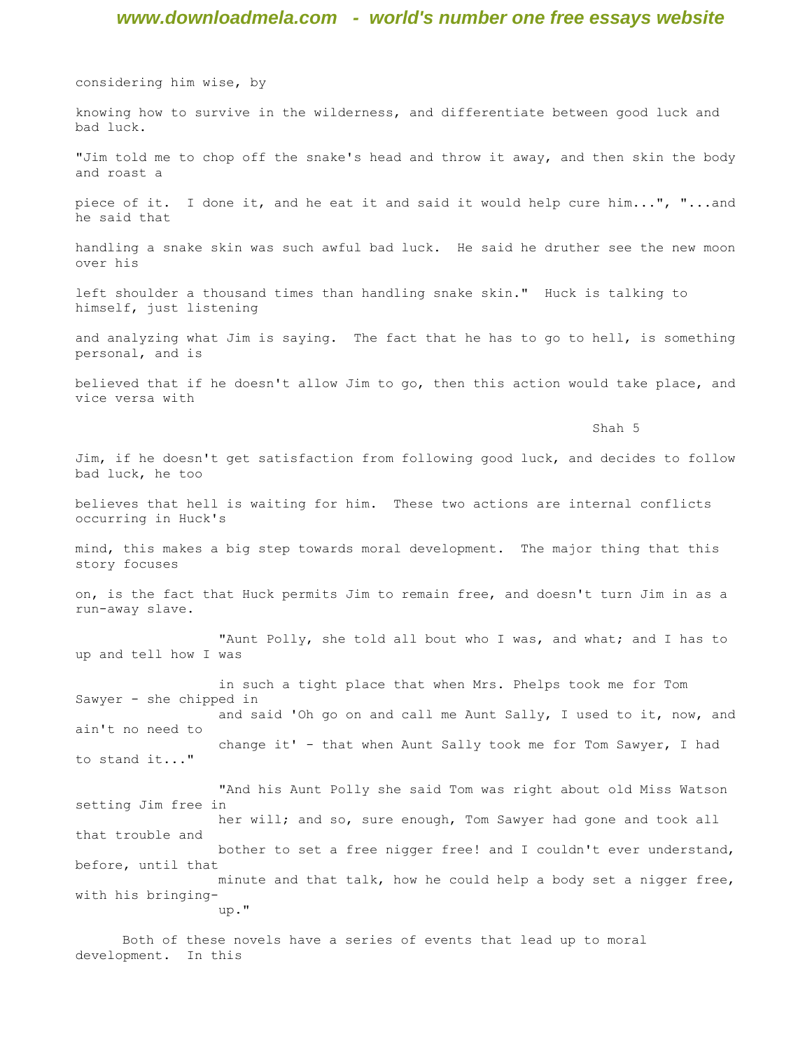considering him wise, by

knowing how to survive in the wilderness, and differentiate between good luck and bad luck.

"Jim told me to chop off the snake's head and throw it away, and then skin the body and roast a piece of it. I done it, and he eat it and said it would help cure him...", "...and he said that handling a snake skin was such awful bad luck. He said he druther see the new moon over his left shoulder a thousand times than handling snake skin." Huck is talking to himself, just listening and analyzing what Jim is saying. The fact that he has to go to hell, is something personal, and is believed that if he doesn't allow Jim to go, then this action would take place, and vice versa with Jim, if he doesn't get satisfaction from following good luck, and decides to follow bad luck, he too believes that hell is waiting for him. These two actions are internal conflicts occurring in Huck's mind, this makes a big step towards moral development. The major thing that this story focuses on, is the fact that Huck permits Jim to remain free, and doesn't turn Jim in as a run-away slave.

> "Aunt Polly, she told all bout who I was, and what; and I has to up and tell how I was in such a tight place that when Mrs. Phelps took me for Tom Sawyer - she chipped in and said 'Oh go on and call me Aunt Sally, I used to it, now, and ain't no need to change it' - that when Aunt Sally took me for Tom Sawyer, I had to stand it..."

> "And his Aunt Polly she said Tom was right about old Miss Watson setting Jim free in her will; and so, sure enough, Tom Sawyer had gone and took all that trouble and bother to set a free nigger free! and I couldn't ever understand, before, until that minute and that talk, how he could help a body set a nigger free, with his bringing-up."

Both of these novels have a series of events that lead up to moral development. In this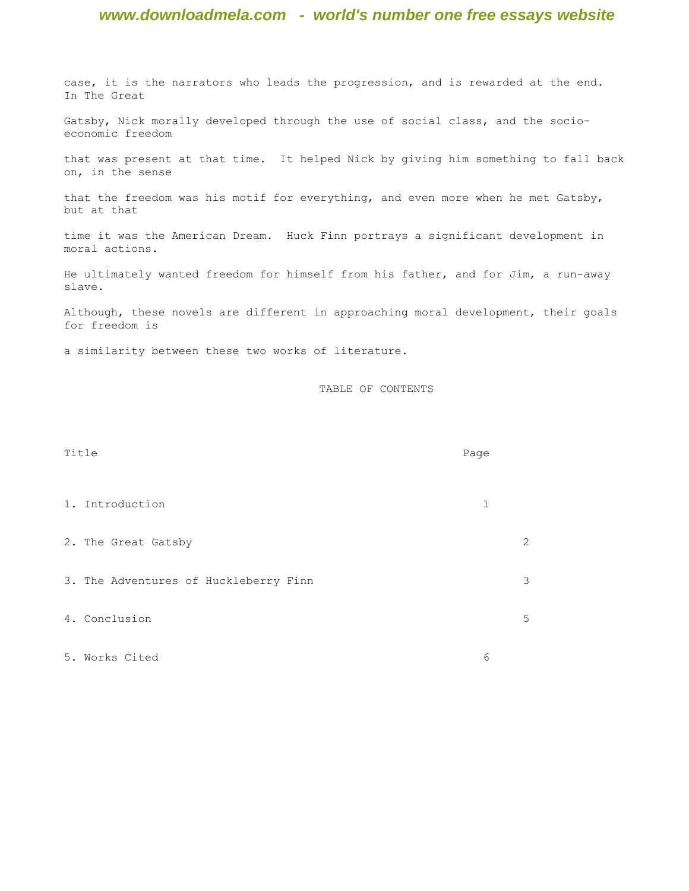case, it is the narrators who leads the progression, and is rewarded at the end. In The Great Gatsby, Nick morally developed through the use of social class, and the socio-economic freedom that was present at that time. It helped Nick by giving him something to fall back on, in the sense that the freedom was his motif for everything, and even more when he met Gatsby, but at that time it was the American Dream. Huck Finn portrays a significant development in moral actions. He ultimately wanted freedom for himself from his father, and for Jim, a run-away slave. Although, these novels are different in approaching moral development, their goals for freedom is a similarity between these two works of literature.

TABLE OF CONTENTS

| Title | Page |
|---|---|
| 1. Introduction | 1 |
| 2. The Great Gatsby | 2 |
| 3. The Adventures of Huckleberry Finn | 3 |
| 4. Conclusion | 5 |
| 5. Works Cited | 6 |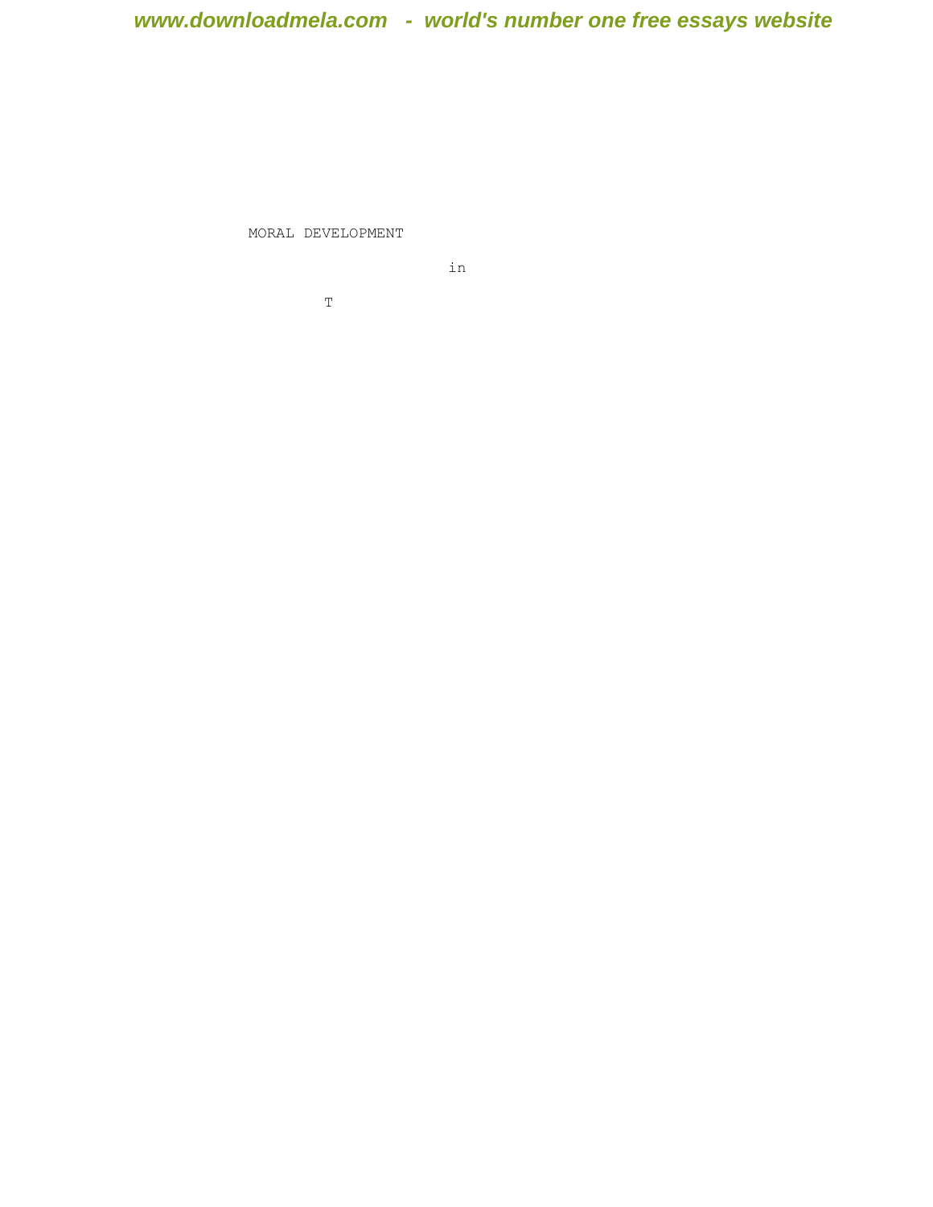MORAL DEVELOPMENT

in

T